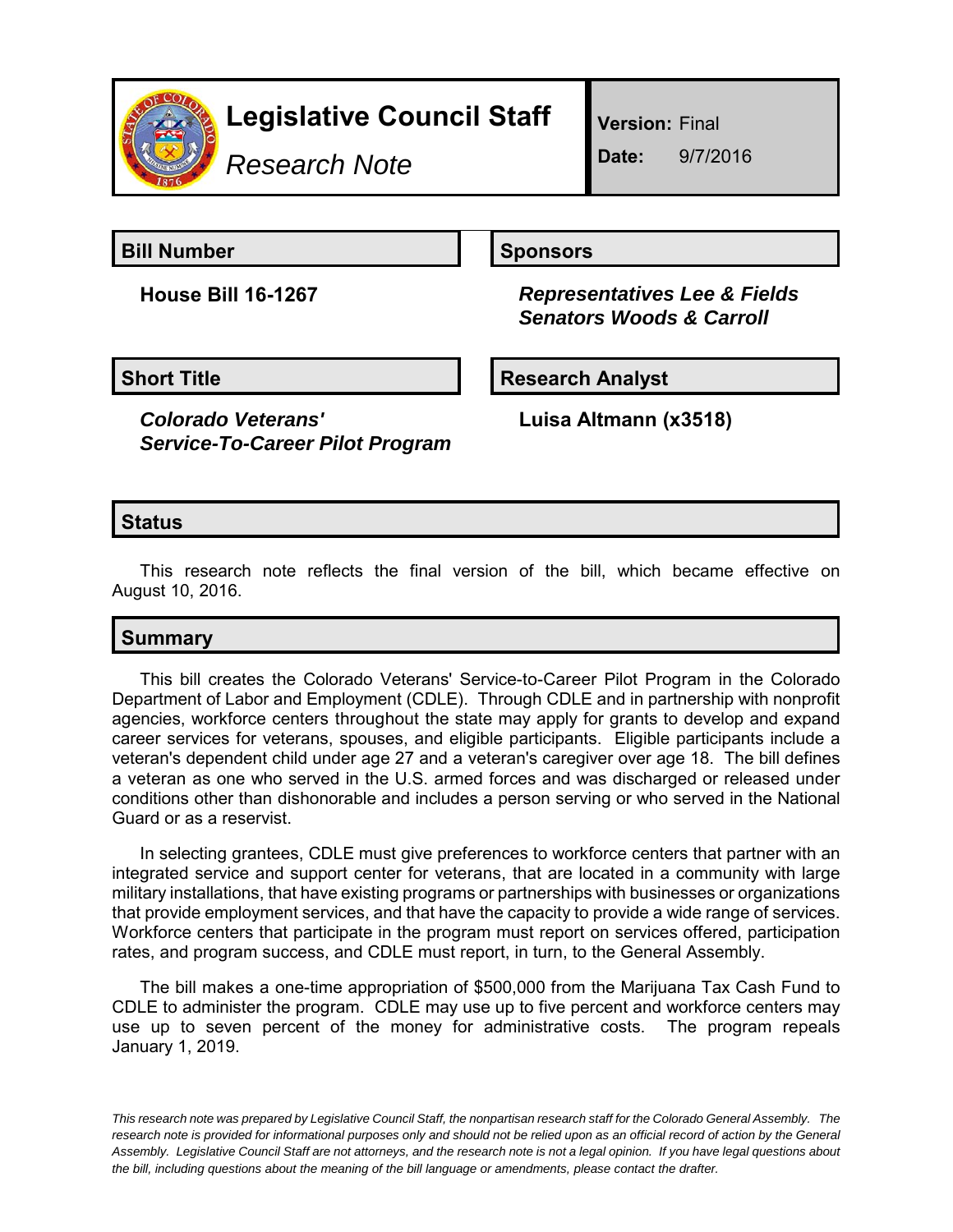# Legislative Council Staff

*Research Note*

**Version:** Final

**Date:** 9/7/2016

## Bill Number

**House Bill 16-1267**

## Sponsors

***Representatives Lee & Fields***
***Senators Woods & Carroll***

## Short Title

***Colorado Veterans' Service-To-Career Pilot Program***

## Research Analyst

**Luisa Altmann (x3518)**

## Status

This research note reflects the final version of the bill, which became effective on August 10, 2016.

## Summary

This bill creates the Colorado Veterans' Service-to-Career Pilot Program in the Colorado Department of Labor and Employment (CDLE). Through CDLE and in partnership with nonprofit agencies, workforce centers throughout the state may apply for grants to develop and expand career services for veterans, spouses, and eligible participants. Eligible participants include a veteran's dependent child under age 27 and a veteran's caregiver over age 18. The bill defines a veteran as one who served in the U.S. armed forces and was discharged or released under conditions other than dishonorable and includes a person serving or who served in the National Guard or as a reservist.

In selecting grantees, CDLE must give preferences to workforce centers that partner with an integrated service and support center for veterans, that are located in a community with large military installations, that have existing programs or partnerships with businesses or organizations that provide employment services, and that have the capacity to provide a wide range of services. Workforce centers that participate in the program must report on services offered, participation rates, and program success, and CDLE must report, in turn, to the General Assembly.

The bill makes a one-time appropriation of $500,000 from the Marijuana Tax Cash Fund to CDLE to administer the program. CDLE may use up to five percent and workforce centers may use up to seven percent of the money for administrative costs. The program repeals January 1, 2019.

*This research note was prepared by Legislative Council Staff, the nonpartisan research staff for the Colorado General Assembly. The research note is provided for informational purposes only and should not be relied upon as an official record of action by the General Assembly. Legislative Council Staff are not attorneys, and the research note is not a legal opinion. If you have legal questions about the bill, including questions about the meaning of the bill language or amendments, please contact the drafter.*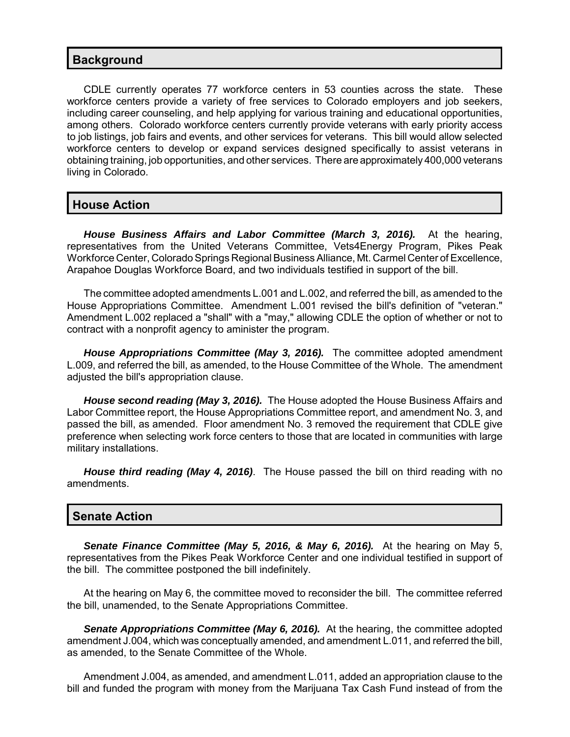## Background

CDLE currently operates 77 workforce centers in 53 counties across the state. These workforce centers provide a variety of free services to Colorado employers and job seekers, including career counseling, and help applying for various training and educational opportunities, among others. Colorado workforce centers currently provide veterans with early priority access to job listings, job fairs and events, and other services for veterans. This bill would allow selected workforce centers to develop or expand services designed specifically to assist veterans in obtaining training, job opportunities, and other services. There are approximately 400,000 veterans living in Colorado.

## House Action

***House Business Affairs and Labor Committee (March 3, 2016).*** At the hearing, representatives from the United Veterans Committee, Vets4Energy Program, Pikes Peak Workforce Center, Colorado Springs Regional Business Alliance, Mt. Carmel Center of Excellence, Arapahoe Douglas Workforce Board, and two individuals testified in support of the bill.

The committee adopted amendments L.001 and L.002, and referred the bill, as amended to the House Appropriations Committee. Amendment L.001 revised the bill's definition of "veteran." Amendment L.002 replaced a "shall" with a "may," allowing CDLE the option of whether or not to contract with a nonprofit agency to aminister the program.

***House Appropriations Committee (May 3, 2016).*** The committee adopted amendment L.009, and referred the bill, as amended, to the House Committee of the Whole. The amendment adjusted the bill's appropriation clause.

***House second reading (May 3, 2016).*** The House adopted the House Business Affairs and Labor Committee report, the House Appropriations Committee report, and amendment No. 3, and passed the bill, as amended. Floor amendment No. 3 removed the requirement that CDLE give preference when selecting work force centers to those that are located in communities with large military installations.

***House third reading (May 4, 2016)***. The House passed the bill on third reading with no amendments.

## Senate Action

***Senate Finance Committee (May 5, 2016, & May 6, 2016).*** At the hearing on May 5, representatives from the Pikes Peak Workforce Center and one individual testified in support of the bill. The committee postponed the bill indefinitely.

At the hearing on May 6, the committee moved to reconsider the bill. The committee referred the bill, unamended, to the Senate Appropriations Committee.

***Senate Appropriations Committee (May 6, 2016).*** At the hearing, the committee adopted amendment J.004, which was conceptually amended, and amendment L.011, and referred the bill, as amended, to the Senate Committee of the Whole.

Amendment J.004, as amended, and amendment L.011, added an appropriation clause to the bill and funded the program with money from the Marijuana Tax Cash Fund instead of from the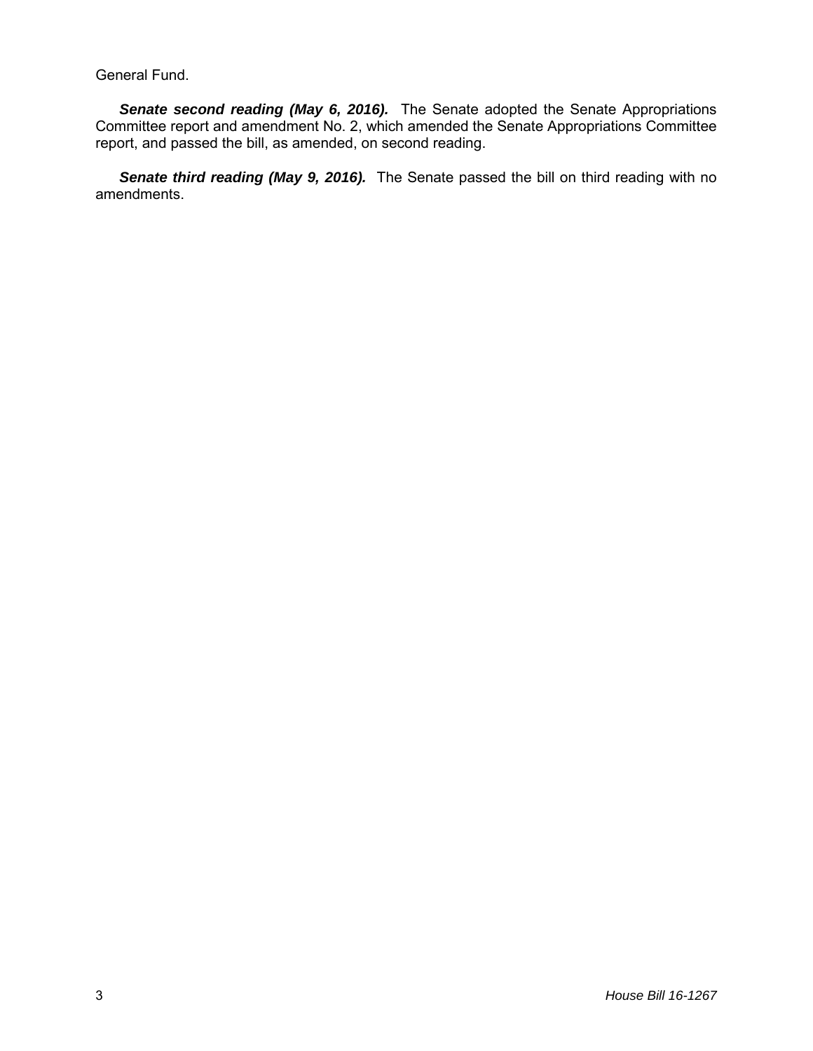General Fund.

***Senate second reading (May 6, 2016).*** The Senate adopted the Senate Appropriations Committee report and amendment No. 2, which amended the Senate Appropriations Committee report, and passed the bill, as amended, on second reading.

***Senate third reading (May 9, 2016).*** The Senate passed the bill on third reading with no amendments.